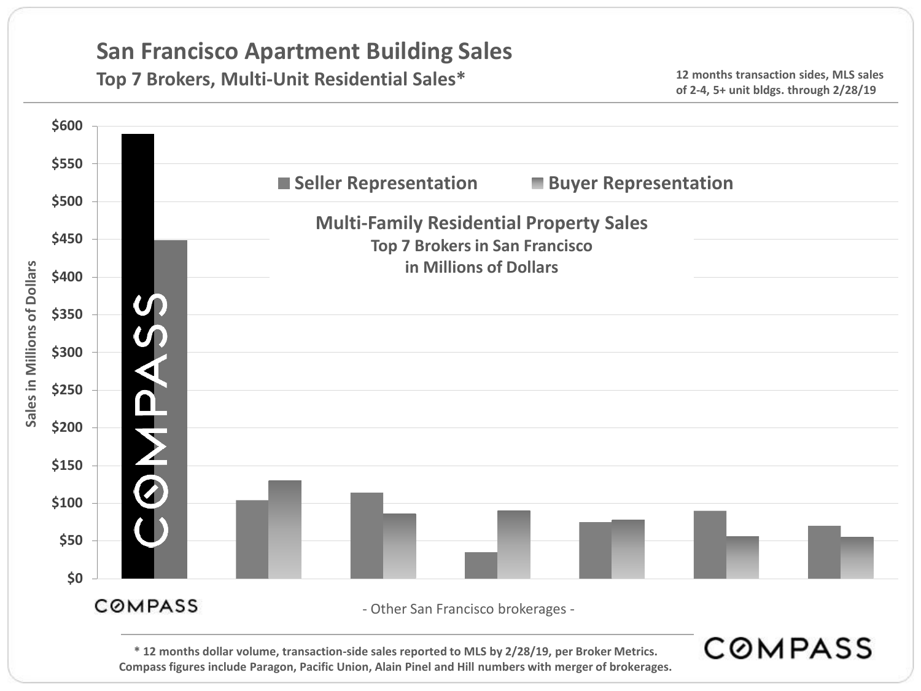# San Francisco Apartment Building Sales

## Top 7 Brokers, Multi-Unit Residential Sales*

12 months transaction sides, MLS sales of 2-4, 5+ unit bldgs. through 2/28/19

**Multi-Family Residential Property Sales**
**Top 7 Brokers in San Francisco**
**in Millions of Dollars**

Seller Representation | Buyer Representation

Sales in Millions of Dollars

$0, $50, $100, $150, $200, $250, $300, $350, $400, $450, $500, $550, $600

COMPASS

- Other San Francisco brokerages -

* 12 months dollar volume, transaction-side sales reported to MLS by 2/28/19, per Broker Metrics. Compass figures include Paragon, Pacific Union, Alain Pinel and Hill numbers with merger of brokerages.

COMPASS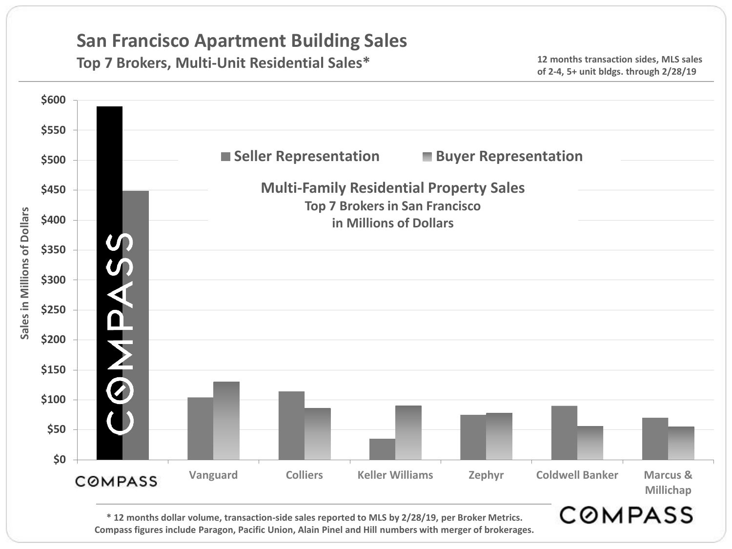# San Francisco Apartment Building Sales

## Top 7 Brokers, Multi-Unit Residential Sales*

12 months transaction sides, MLS sales of 2-4, 5+ unit bldgs. through 2/28/19

**Multi-Family Residential Property Sales**
**Top 7 Brokers in San Francisco**
**in Millions of Dollars**

Sales in Millions of Dollars

| Broker | Seller Representation | Buyer Representation |
|---|---|---|
| COMPASS | ~$590 | ~$449 |
| Vanguard | ~$104 | ~$130 |
| Colliers | ~$114 | ~$86 |
| Keller Williams | ~$35 | ~$90 |
| Zephyr | ~$75 | ~$78 |
| Coldwell Banker | ~$90 | ~$56 |
| Marcus & Millichap | ~$70 | ~$55 |

\* 12 months dollar volume, transaction-side sales reported to MLS by 2/28/19, per Broker Metrics. Compass figures include Paragon, Pacific Union, Alain Pinel and Hill numbers with merger of brokerages.

COMPASS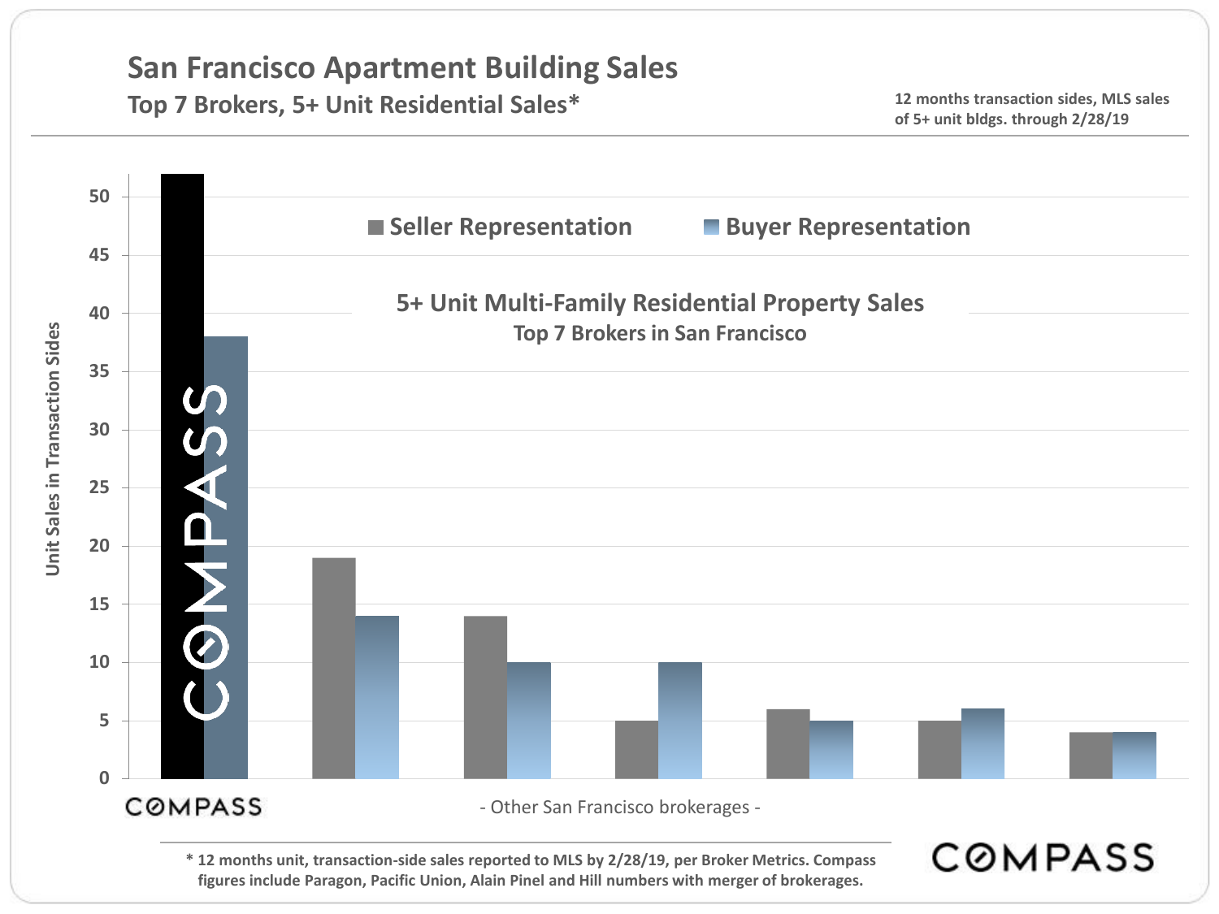# San Francisco Apartment Building Sales

## Top 7 Brokers, 5+ Unit Residential Sales*

12 months transaction sides, MLS sales of 5+ unit bldgs. through 2/28/19

**5+ Unit Multi-Family Residential Property Sales**
**Top 7 Brokers in San Francisco**

Seller Representation | Buyer Representation

Unit Sales in Transaction Sides

| Broker | Seller Representation | Buyer Representation |
|---|---|---|
| COMPASS | 52 | 38 |
| Other San Francisco brokerage | 19 | 14 |
| Other San Francisco brokerage | 14 | 10 |
| Other San Francisco brokerage | 5 | 10 |
| Other San Francisco brokerage | 6 | 5 |
| Other San Francisco brokerage | 5 | 6 |
| Other San Francisco brokerage | 4 | 4 |

COMPASS - Other San Francisco brokerages -

* 12 months unit, transaction-side sales reported to MLS by 2/28/19, per Broker Metrics. Compass figures include Paragon, Pacific Union, Alain Pinel and Hill numbers with merger of brokerages.

COMPASS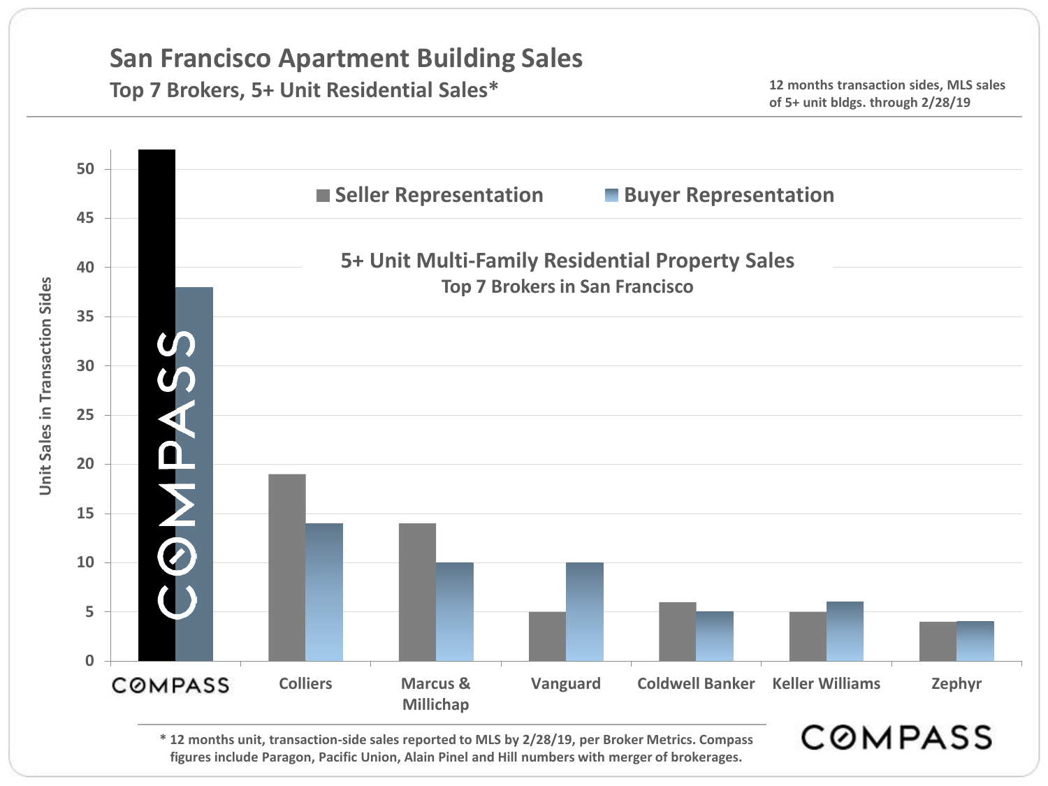# San Francisco Apartment Building Sales

## Top 7 Brokers, 5+ Unit Residential Sales*

12 months transaction sides, MLS sales of 5+ unit bldgs. through 2/28/19

Seller Representation

Buyer Representation

5+ Unit Multi-Family Residential Property Sales

Top 7 Brokers in San Francisco

Unit Sales in Transaction Sides

0
5
10
15
20
25
30
35
40
45
50

COMPASS

COMPASS

Colliers

Marcus & Millichap

Vanguard

Coldwell Banker

Keller Williams

Zephyr

* 12 months unit, transaction-side sales reported to MLS by 2/28/19, per Broker Metrics. Compass figures include Paragon, Pacific Union, Alain Pinel and Hill numbers with merger of brokerages.

COMPASS